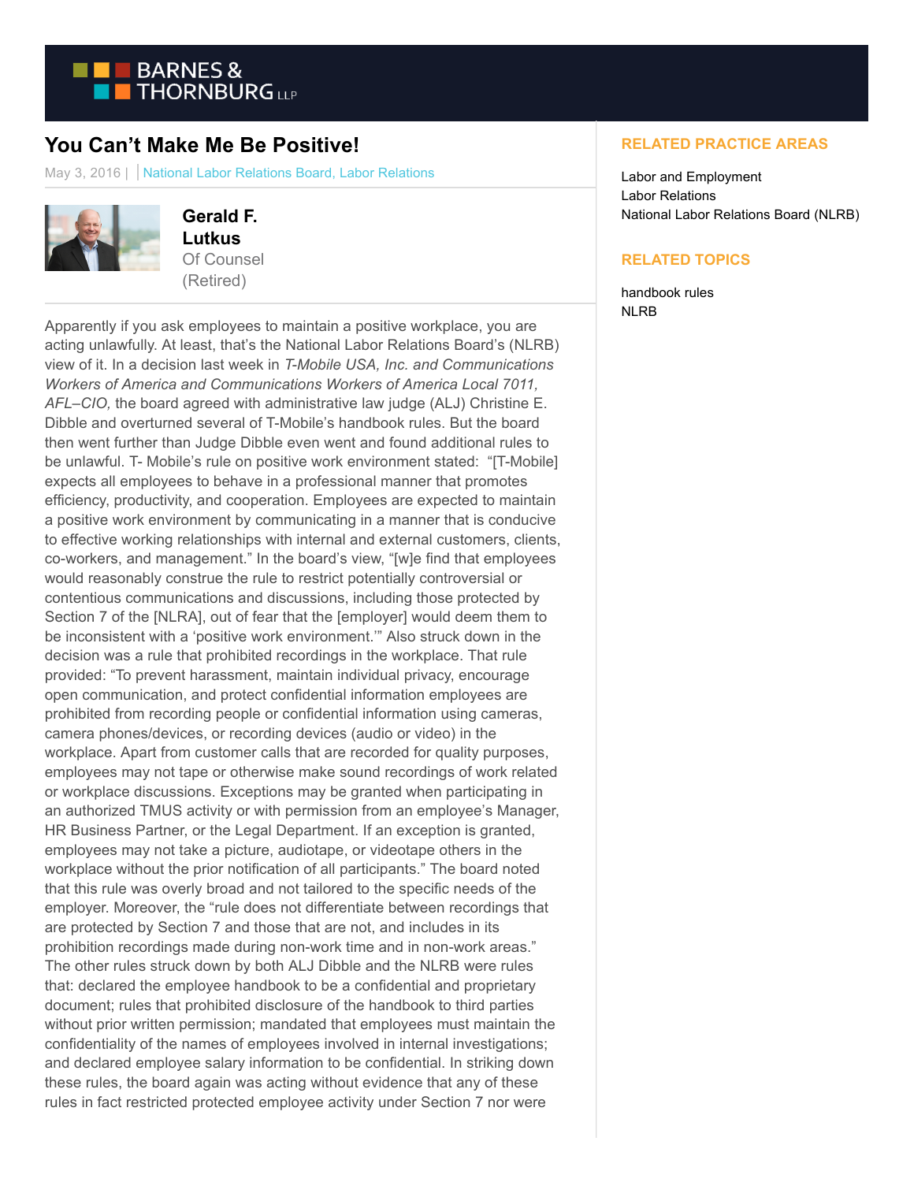BARNES & THORNBURG LLP

# You Can't Make Me Be Positive!

May 3, 2016 | National Labor Relations Board, Labor Relations

**Gerald F. Lutkus**
Of Counsel (Retired)

Apparently if you ask employees to maintain a positive workplace, you are acting unlawfully. At least, that's the National Labor Relations Board's (NLRB) view of it. In a decision last week in *T-Mobile USA, Inc. and Communications Workers of America and Communications Workers of America Local 7011, AFL–CIO,* the board agreed with administrative law judge (ALJ) Christine E. Dibble and overturned several of T-Mobile's handbook rules. But the board then went further than Judge Dibble even went and found additional rules to be unlawful. T- Mobile's rule on positive work environment stated: "[T-Mobile] expects all employees to behave in a professional manner that promotes efficiency, productivity, and cooperation. Employees are expected to maintain a positive work environment by communicating in a manner that is conducive to effective working relationships with internal and external customers, clients, co-workers, and management." In the board's view, "[w]e find that employees would reasonably construe the rule to restrict potentially controversial or contentious communications and discussions, including those protected by Section 7 of the [NLRA], out of fear that the [employer] would deem them to be inconsistent with a 'positive work environment.'" Also struck down in the decision was a rule that prohibited recordings in the workplace. That rule provided: "To prevent harassment, maintain individual privacy, encourage open communication, and protect confidential information employees are prohibited from recording people or confidential information using cameras, camera phones/devices, or recording devices (audio or video) in the workplace. Apart from customer calls that are recorded for quality purposes, employees may not tape or otherwise make sound recordings of work related or workplace discussions. Exceptions may be granted when participating in an authorized TMUS activity or with permission from an employee's Manager, HR Business Partner, or the Legal Department. If an exception is granted, employees may not take a picture, audiotape, or videotape others in the workplace without the prior notification of all participants." The board noted that this rule was overly broad and not tailored to the specific needs of the employer. Moreover, the "rule does not differentiate between recordings that are protected by Section 7 and those that are not, and includes in its prohibition recordings made during non-work time and in non-work areas." The other rules struck down by both ALJ Dibble and the NLRB were rules that: declared the employee handbook to be a confidential and proprietary document; rules that prohibited disclosure of the handbook to third parties without prior written permission; mandated that employees must maintain the confidentiality of the names of employees involved in internal investigations; and declared employee salary information to be confidential. In striking down these rules, the board again was acting without evidence that any of these rules in fact restricted protected employee activity under Section 7 nor were

## RELATED PRACTICE AREAS

Labor and Employment
Labor Relations
National Labor Relations Board (NLRB)

## RELATED TOPICS

handbook rules
NLRB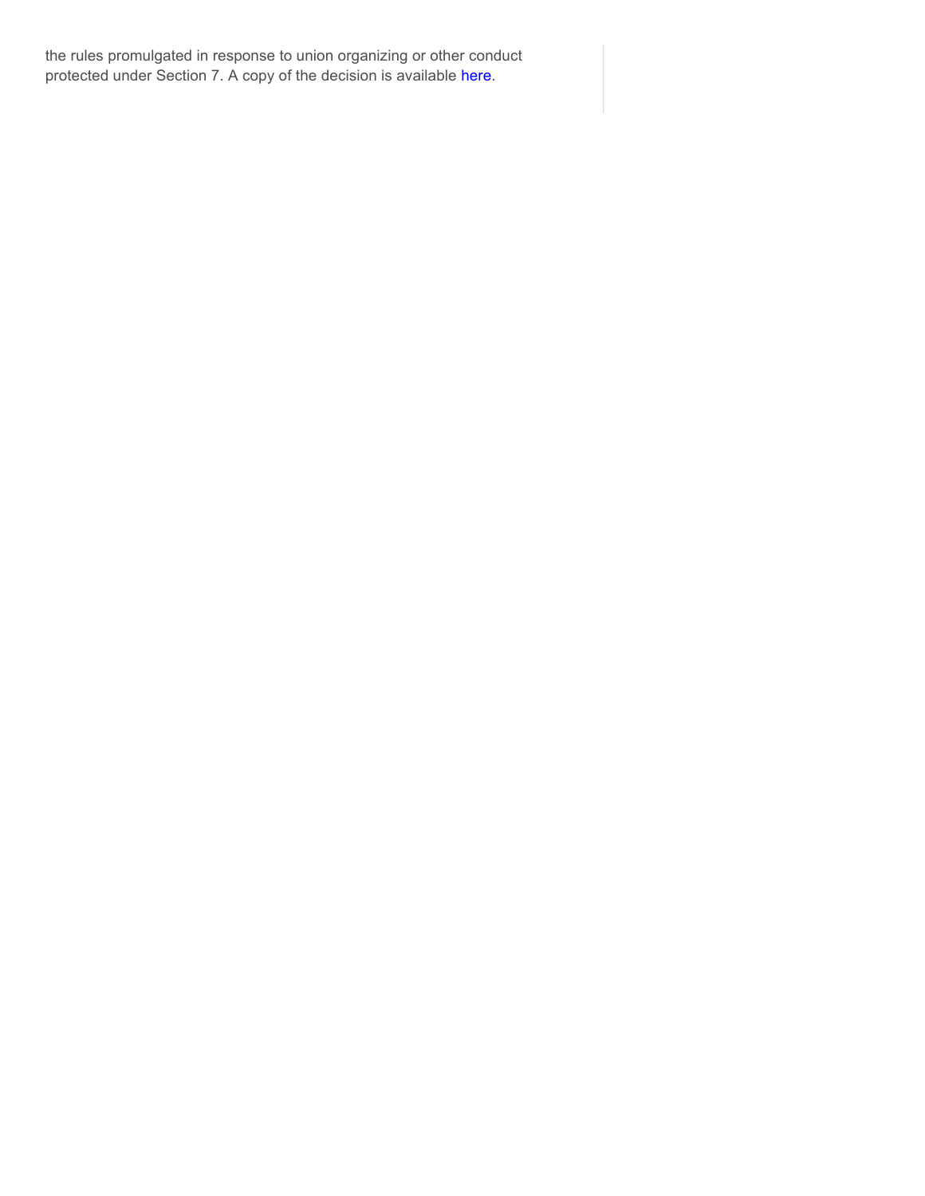the rules promulgated in response to union organizing or other conduct protected under Section 7. A copy of the decision is available here.